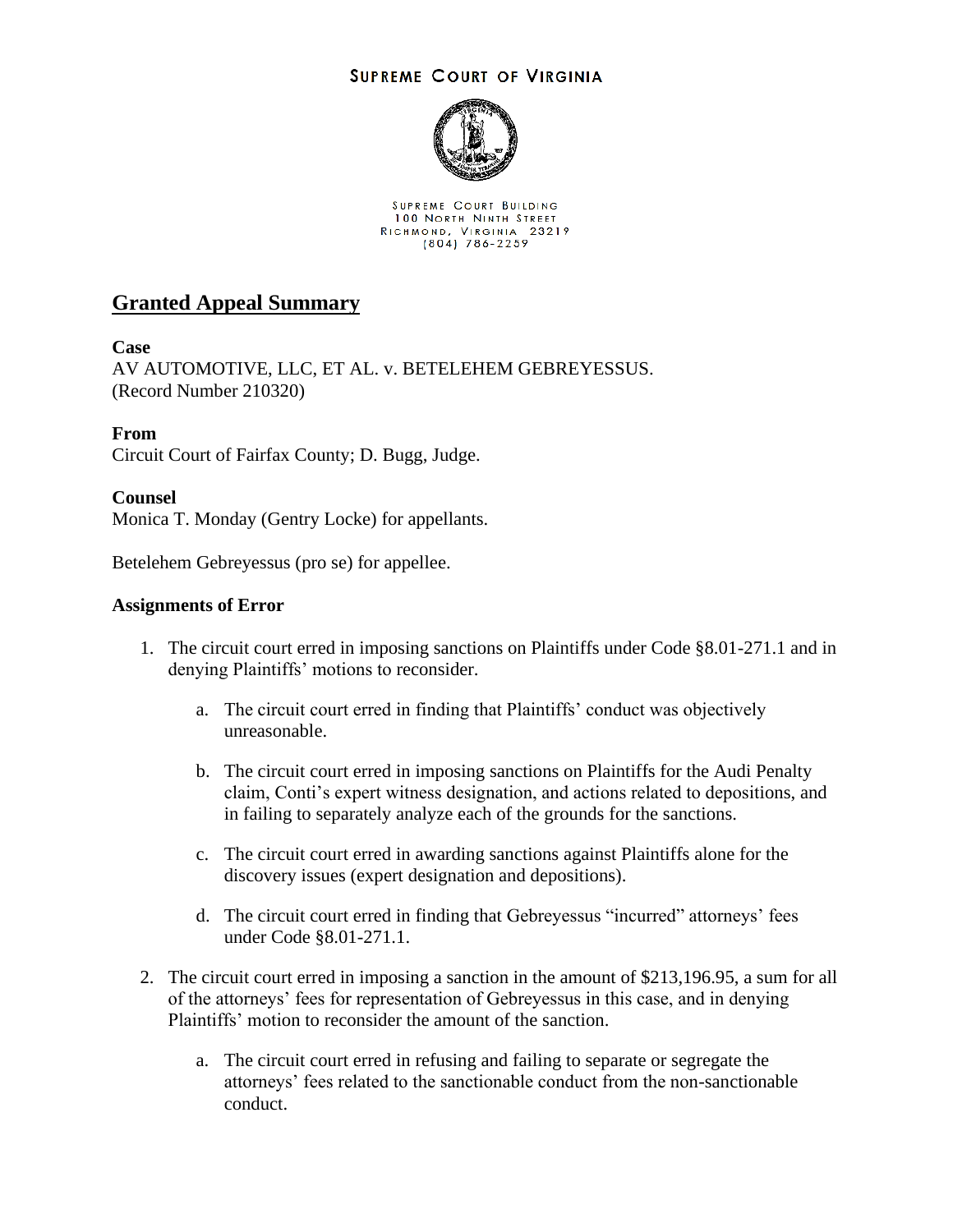SUPREME COURT OF VIRGINIA

SUPREME COURT BUILDING
100 NORTH NINTH STREET
RICHMOND, VIRGINIA 23219
(804) 786-2259

## Granted Appeal Summary

**Case**
AV AUTOMOTIVE, LLC, ET AL. v. BETELEHEM GEBREYESSUS.
(Record Number 210320)

**From**
Circuit Court of Fairfax County; D. Bugg, Judge.

**Counsel**
Monica T. Monday (Gentry Locke) for appellants.

Betelehem Gebreyessus (pro se) for appellee.

**Assignments of Error**

1. The circuit court erred in imposing sanctions on Plaintiffs under Code §8.01-271.1 and in denying Plaintiffs' motions to reconsider.

    a. The circuit court erred in finding that Plaintiffs' conduct was objectively unreasonable.

    b. The circuit court erred in imposing sanctions on Plaintiffs for the Audi Penalty claim, Conti's expert witness designation, and actions related to depositions, and in failing to separately analyze each of the grounds for the sanctions.

    c. The circuit court erred in awarding sanctions against Plaintiffs alone for the discovery issues (expert designation and depositions).

    d. The circuit court erred in finding that Gebreyessus "incurred" attorneys' fees under Code §8.01-271.1.

2. The circuit court erred in imposing a sanction in the amount of $213,196.95, a sum for all of the attorneys' fees for representation of Gebreyessus in this case, and in denying Plaintiffs' motion to reconsider the amount of the sanction.

    a. The circuit court erred in refusing and failing to separate or segregate the attorneys' fees related to the sanctionable conduct from the non-sanctionable conduct.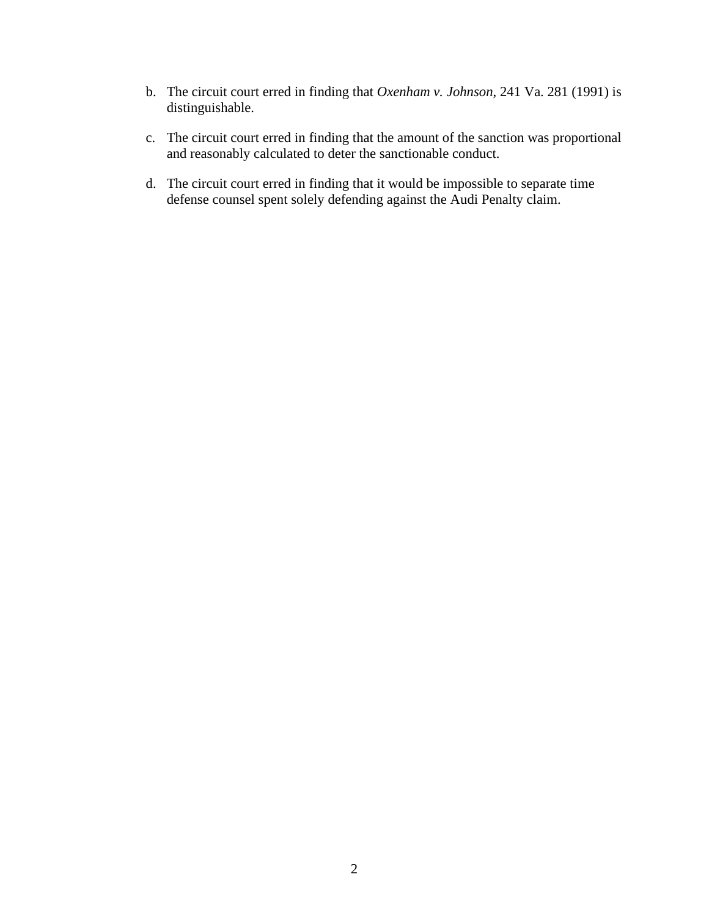b. The circuit court erred in finding that *Oxenham v. Johnson*, 241 Va. 281 (1991) is distinguishable.

c. The circuit court erred in finding that the amount of the sanction was proportional and reasonably calculated to deter the sanctionable conduct.

d. The circuit court erred in finding that it would be impossible to separate time defense counsel spent solely defending against the Audi Penalty claim.